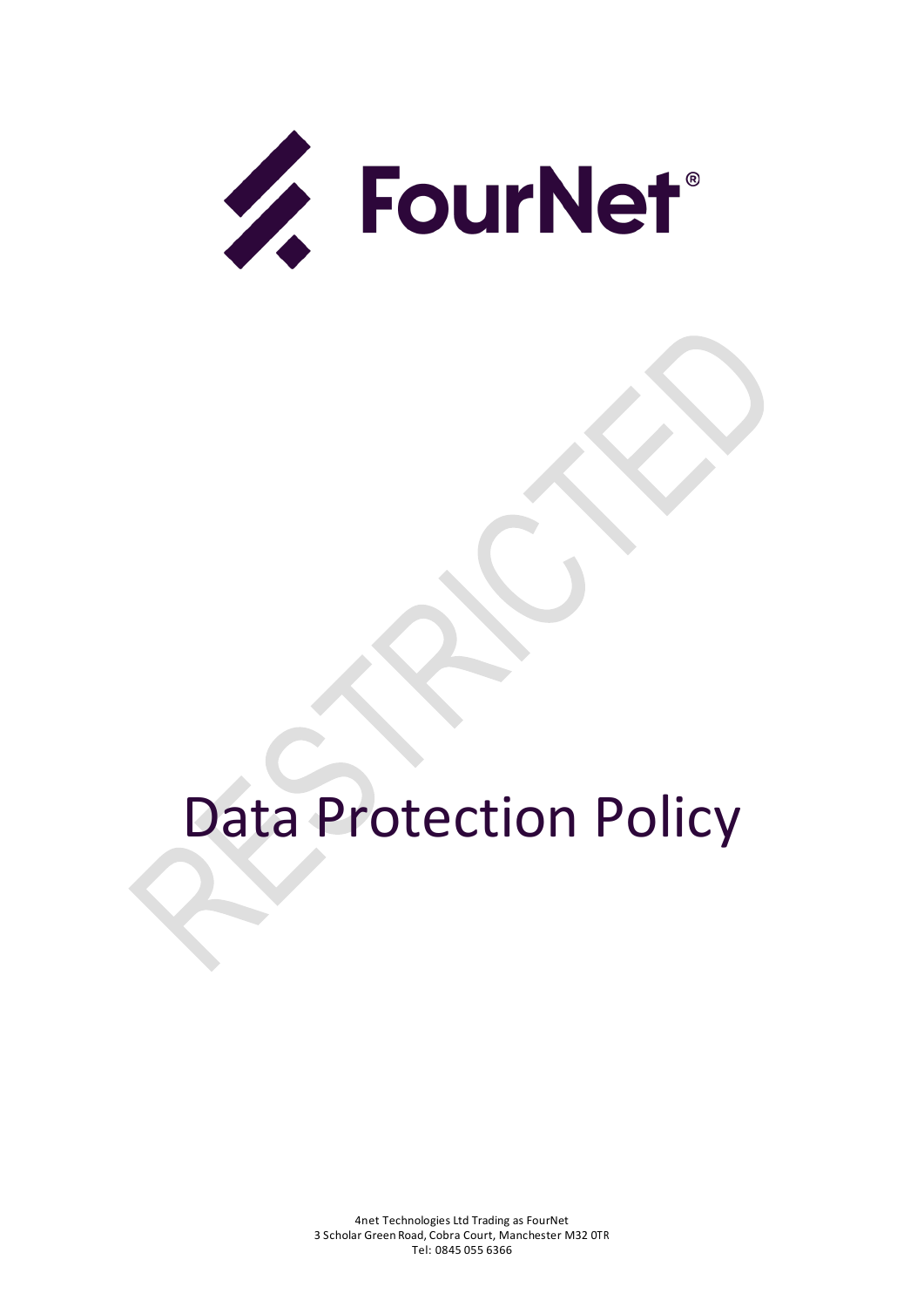FourNet®

RESTRICTED

# Data Protection Policy

4net Technologies Ltd Trading as FourNet
3 Scholar Green Road, Cobra Court, Manchester M32 0TR
Tel: 0845 055 6366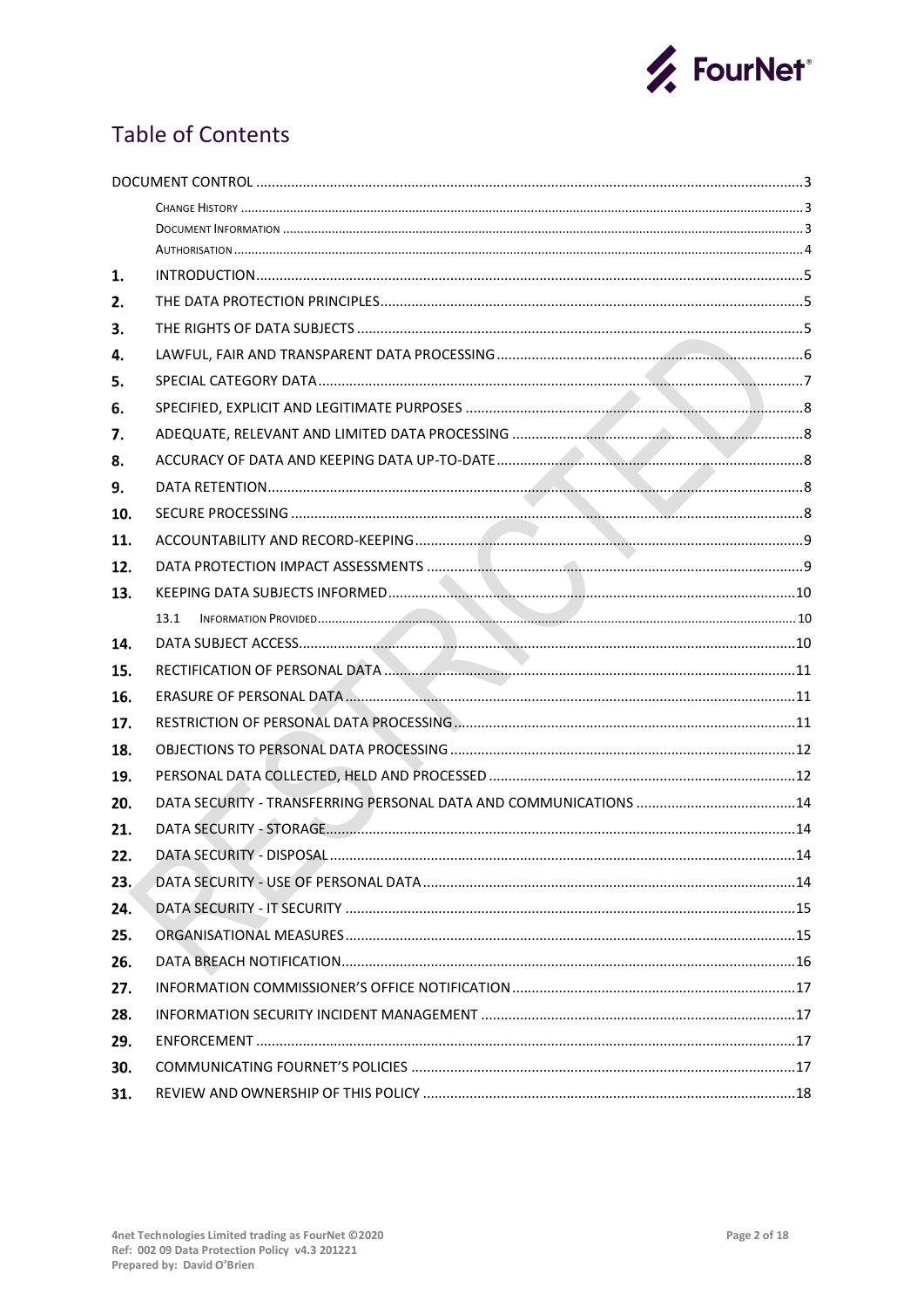# Table of Contents

DOCUMENT CONTROL ....... 3

- CHANGE HISTORY ....... 3
- DOCUMENT INFORMATION ....... 3
- AUTHORISATION ....... 4

1. INTRODUCTION ....... 5
2. THE DATA PROTECTION PRINCIPLES ....... 5
3. THE RIGHTS OF DATA SUBJECTS ....... 5
4. LAWFUL, FAIR AND TRANSPARENT DATA PROCESSING ....... 6
5. SPECIAL CATEGORY DATA ....... 7
6. SPECIFIED, EXPLICIT AND LEGITIMATE PURPOSES ....... 8
7. ADEQUATE, RELEVANT AND LIMITED DATA PROCESSING ....... 8
8. ACCURACY OF DATA AND KEEPING DATA UP-TO-DATE ....... 8
9. DATA RETENTION ....... 8
10. SECURE PROCESSING ....... 8
11. ACCOUNTABILITY AND RECORD-KEEPING ....... 9
12. DATA PROTECTION IMPACT ASSESSMENTS ....... 9
13. KEEPING DATA SUBJECTS INFORMED ....... 10
    - 13.1 INFORMATION PROVIDED ....... 10
14. DATA SUBJECT ACCESS ....... 10
15. RECTIFICATION OF PERSONAL DATA ....... 11
16. ERASURE OF PERSONAL DATA ....... 11
17. RESTRICTION OF PERSONAL DATA PROCESSING ....... 11
18. OBJECTIONS TO PERSONAL DATA PROCESSING ....... 12
19. PERSONAL DATA COLLECTED, HELD AND PROCESSED ....... 12
20. DATA SECURITY - TRANSFERRING PERSONAL DATA AND COMMUNICATIONS ....... 14
21. DATA SECURITY - STORAGE ....... 14
22. DATA SECURITY - DISPOSAL ....... 14
23. DATA SECURITY - USE OF PERSONAL DATA ....... 14
24. DATA SECURITY - IT SECURITY ....... 15
25. ORGANISATIONAL MEASURES ....... 15
26. DATA BREACH NOTIFICATION ....... 16
27. INFORMATION COMMISSIONER'S OFFICE NOTIFICATION ....... 17
28. INFORMATION SECURITY INCIDENT MANAGEMENT ....... 17
29. ENFORCEMENT ....... 17
30. COMMUNICATING FOURNET'S POLICIES ....... 17
31. REVIEW AND OWNERSHIP OF THIS POLICY ....... 18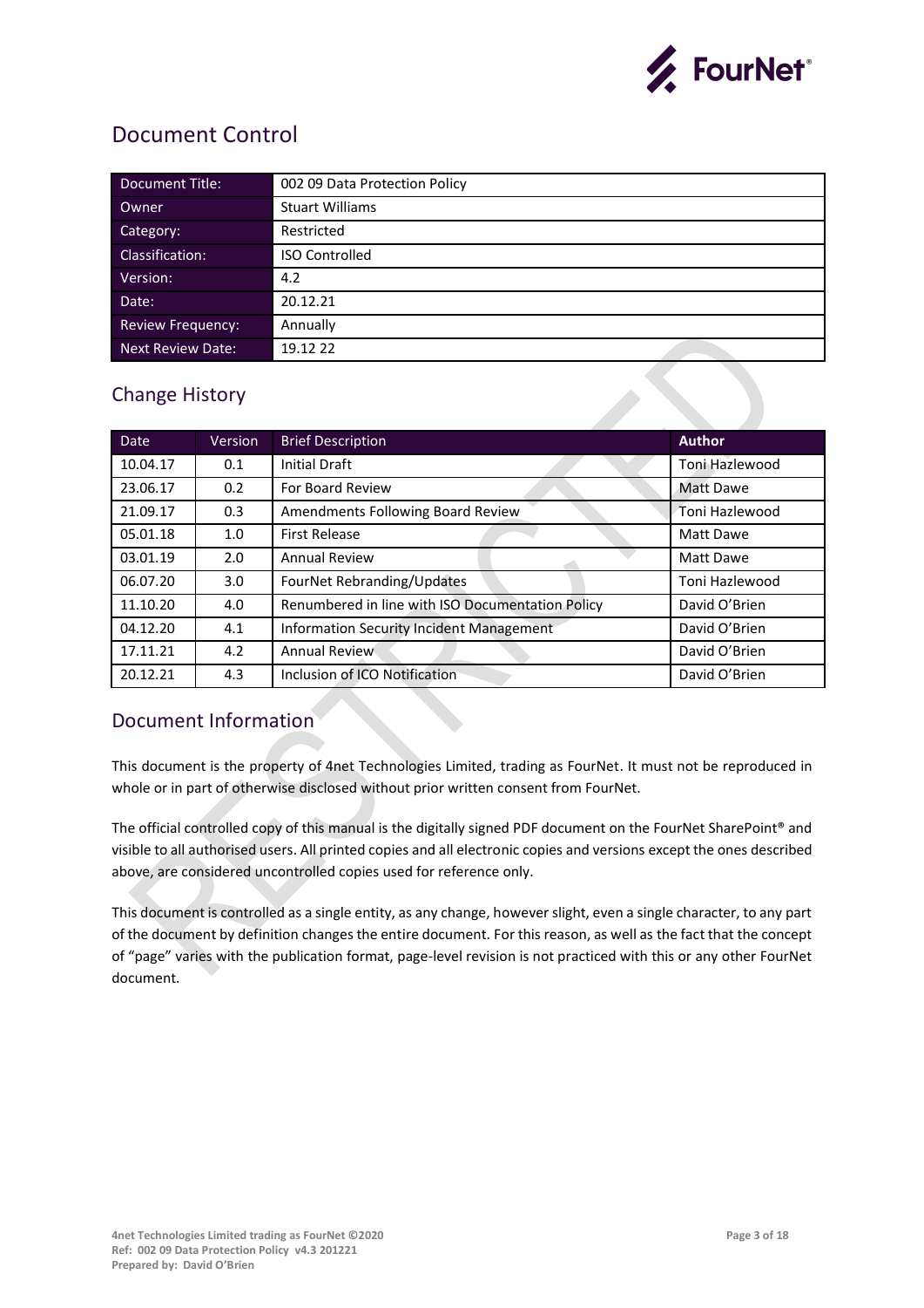# Document Control

| Document Title: | 002 09 Data Protection Policy |
|---|---|
| Owner | Stuart Williams |
| Category: | Restricted |
| Classification: | ISO Controlled |
| Version: | 4.2 |
| Date: | 20.12.21 |
| Review Frequency: | Annually |
| Next Review Date: | 19.12 22 |

## Change History

| Date | Version | Brief Description | Author |
|---|---|---|---|
| 10.04.17 | 0.1 | Initial Draft | Toni Hazlewood |
| 23.06.17 | 0.2 | For Board Review | Matt Dawe |
| 21.09.17 | 0.3 | Amendments Following Board Review | Toni Hazlewood |
| 05.01.18 | 1.0 | First Release | Matt Dawe |
| 03.01.19 | 2.0 | Annual Review | Matt Dawe |
| 06.07.20 | 3.0 | FourNet Rebranding/Updates | Toni Hazlewood |
| 11.10.20 | 4.0 | Renumbered in line with ISO Documentation Policy | David O'Brien |
| 04.12.20 | 4.1 | Information Security Incident Management | David O'Brien |
| 17.11.21 | 4.2 | Annual Review | David O'Brien |
| 20.12.21 | 4.3 | Inclusion of ICO Notification | David O'Brien |

## Document Information

This document is the property of 4net Technologies Limited, trading as FourNet. It must not be reproduced in whole or in part of otherwise disclosed without prior written consent from FourNet.

The official controlled copy of this manual is the digitally signed PDF document on the FourNet SharePoint® and visible to all authorised users. All printed copies and all electronic copies and versions except the ones described above, are considered uncontrolled copies used for reference only.

This document is controlled as a single entity, as any change, however slight, even a single character, to any part of the document by definition changes the entire document. For this reason, as well as the fact that the concept of "page" varies with the publication format, page-level revision is not practiced with this or any other FourNet document.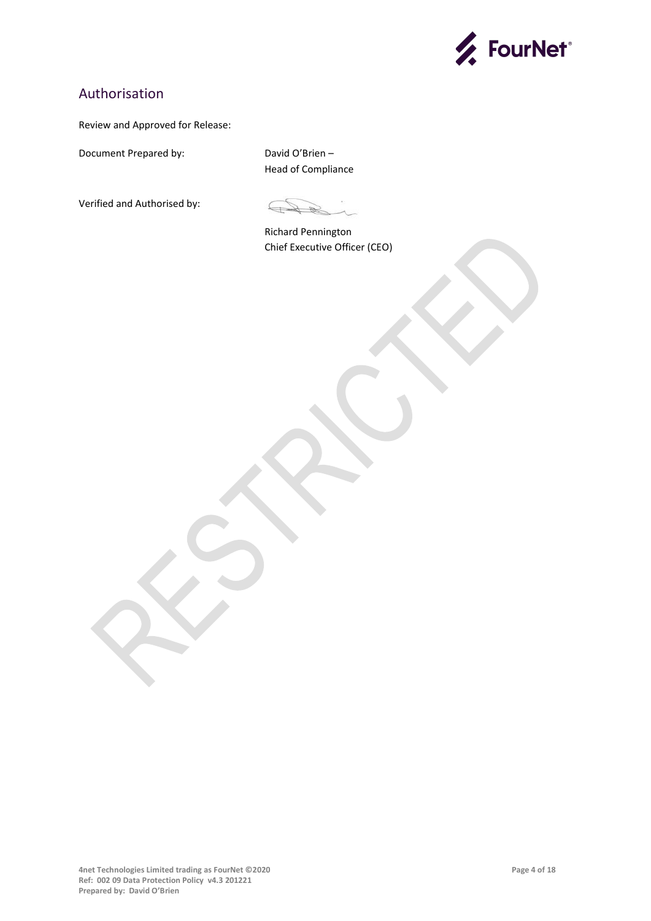## Authorisation

Review and Approved for Release:

Document Prepared by: David O'Brien – Head of Compliance

Verified and Authorised by:

Richard Pennington
Chief Executive Officer (CEO)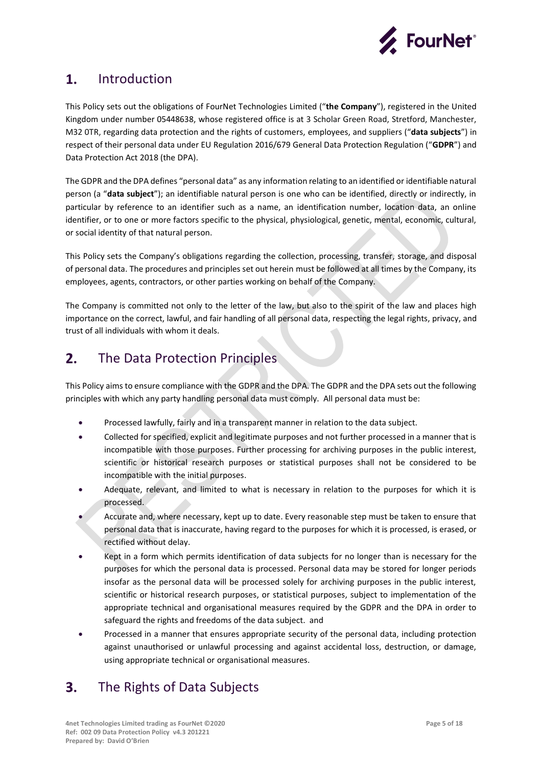## 1. Introduction

This Policy sets out the obligations of FourNet Technologies Limited ("**the Company**"), registered in the United Kingdom under number 05448638, whose registered office is at 3 Scholar Green Road, Stretford, Manchester, M32 0TR, regarding data protection and the rights of customers, employees, and suppliers ("**data subjects**") in respect of their personal data under EU Regulation 2016/679 General Data Protection Regulation ("**GDPR**") and Data Protection Act 2018 (the DPA).

The GDPR and the DPA defines "personal data" as any information relating to an identified or identifiable natural person (a "**data subject**"); an identifiable natural person is one who can be identified, directly or indirectly, in particular by reference to an identifier such as a name, an identification number, location data, an online identifier, or to one or more factors specific to the physical, physiological, genetic, mental, economic, cultural, or social identity of that natural person.

This Policy sets the Company's obligations regarding the collection, processing, transfer, storage, and disposal of personal data. The procedures and principles set out herein must be followed at all times by the Company, its employees, agents, contractors, or other parties working on behalf of the Company.

The Company is committed not only to the letter of the law, but also to the spirit of the law and places high importance on the correct, lawful, and fair handling of all personal data, respecting the legal rights, privacy, and trust of all individuals with whom it deals.

## 2. The Data Protection Principles

This Policy aims to ensure compliance with the GDPR and the DPA. The GDPR and the DPA sets out the following principles with which any party handling personal data must comply. All personal data must be:

- Processed lawfully, fairly and in a transparent manner in relation to the data subject.
- Collected for specified, explicit and legitimate purposes and not further processed in a manner that is incompatible with those purposes. Further processing for archiving purposes in the public interest, scientific or historical research purposes or statistical purposes shall not be considered to be incompatible with the initial purposes.
- Adequate, relevant, and limited to what is necessary in relation to the purposes for which it is processed.
- Accurate and, where necessary, kept up to date. Every reasonable step must be taken to ensure that personal data that is inaccurate, having regard to the purposes for which it is processed, is erased, or rectified without delay.
- Kept in a form which permits identification of data subjects for no longer than is necessary for the purposes for which the personal data is processed. Personal data may be stored for longer periods insofar as the personal data will be processed solely for archiving purposes in the public interest, scientific or historical research purposes, or statistical purposes, subject to implementation of the appropriate technical and organisational measures required by the GDPR and the DPA in order to safeguard the rights and freedoms of the data subject. and
- Processed in a manner that ensures appropriate security of the personal data, including protection against unauthorised or unlawful processing and against accidental loss, destruction, or damage, using appropriate technical or organisational measures.

## 3. The Rights of Data Subjects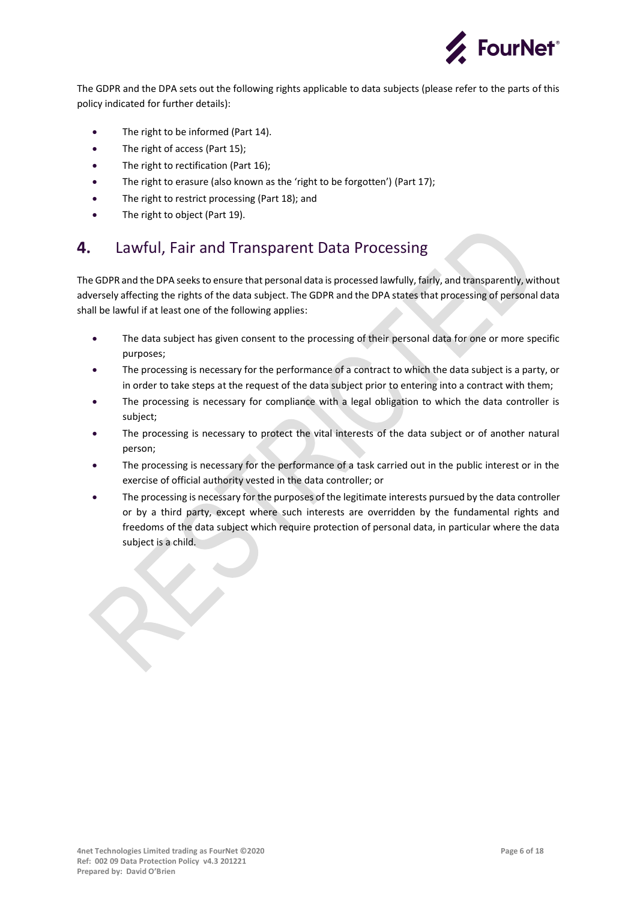The GDPR and the DPA sets out the following rights applicable to data subjects (please refer to the parts of this policy indicated for further details):

- The right to be informed (Part 14).
- The right of access (Part 15);
- The right to rectification (Part 16);
- The right to erasure (also known as the 'right to be forgotten') (Part 17);
- The right to restrict processing (Part 18); and
- The right to object (Part 19).

## 4. Lawful, Fair and Transparent Data Processing

The GDPR and the DPA seeks to ensure that personal data is processed lawfully, fairly, and transparently, without adversely affecting the rights of the data subject. The GDPR and the DPA states that processing of personal data shall be lawful if at least one of the following applies:

- The data subject has given consent to the processing of their personal data for one or more specific purposes;
- The processing is necessary for the performance of a contract to which the data subject is a party, or in order to take steps at the request of the data subject prior to entering into a contract with them;
- The processing is necessary for compliance with a legal obligation to which the data controller is subject;
- The processing is necessary to protect the vital interests of the data subject or of another natural person;
- The processing is necessary for the performance of a task carried out in the public interest or in the exercise of official authority vested in the data controller; or
- The processing is necessary for the purposes of the legitimate interests pursued by the data controller or by a third party, except where such interests are overridden by the fundamental rights and freedoms of the data subject which require protection of personal data, in particular where the data subject is a child.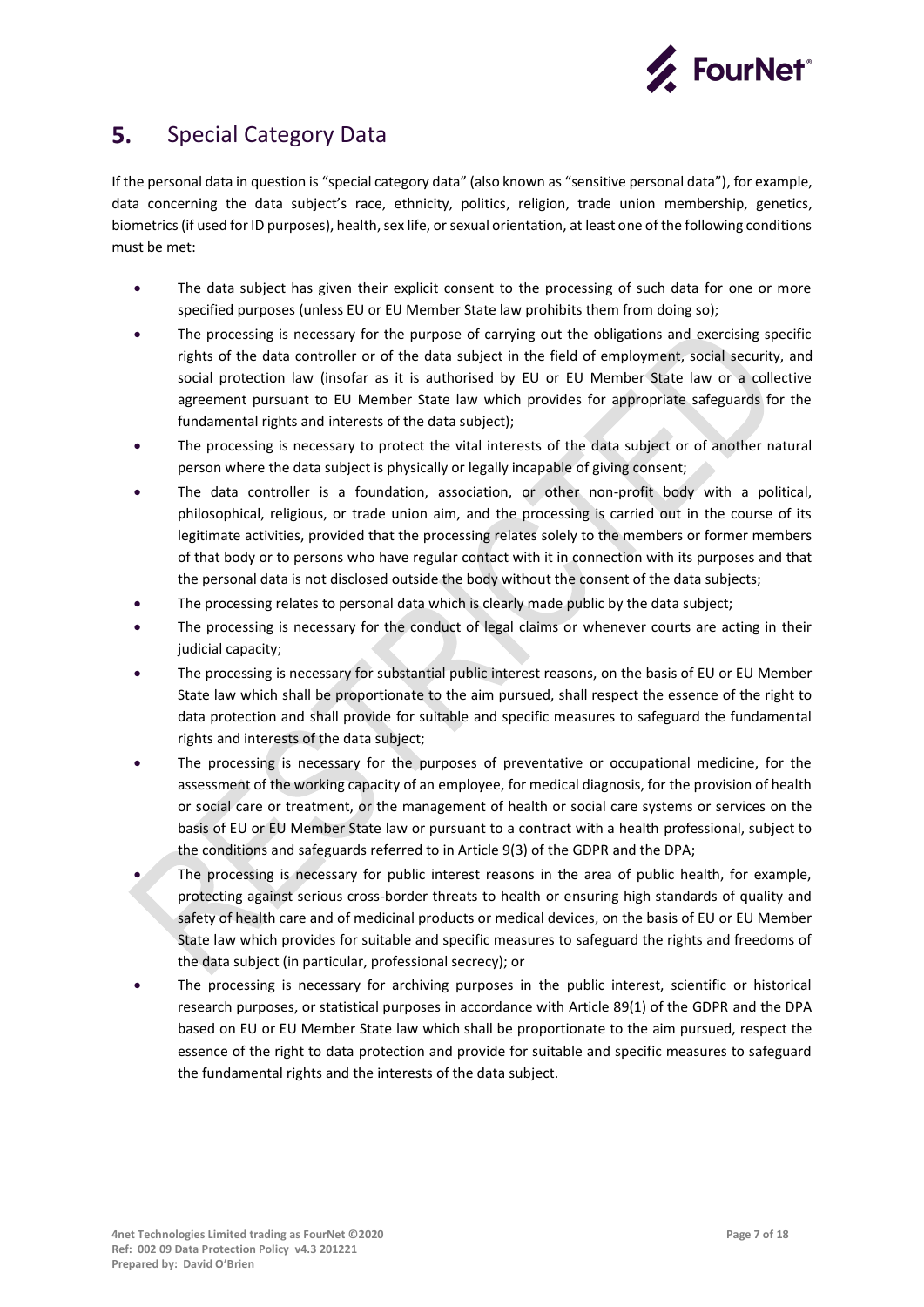## 5. Special Category Data

If the personal data in question is "special category data" (also known as "sensitive personal data"), for example, data concerning the data subject's race, ethnicity, politics, religion, trade union membership, genetics, biometrics (if used for ID purposes), health, sex life, or sexual orientation, at least one of the following conditions must be met:

- The data subject has given their explicit consent to the processing of such data for one or more specified purposes (unless EU or EU Member State law prohibits them from doing so);
- The processing is necessary for the purpose of carrying out the obligations and exercising specific rights of the data controller or of the data subject in the field of employment, social security, and social protection law (insofar as it is authorised by EU or EU Member State law or a collective agreement pursuant to EU Member State law which provides for appropriate safeguards for the fundamental rights and interests of the data subject);
- The processing is necessary to protect the vital interests of the data subject or of another natural person where the data subject is physically or legally incapable of giving consent;
- The data controller is a foundation, association, or other non-profit body with a political, philosophical, religious, or trade union aim, and the processing is carried out in the course of its legitimate activities, provided that the processing relates solely to the members or former members of that body or to persons who have regular contact with it in connection with its purposes and that the personal data is not disclosed outside the body without the consent of the data subjects;
- The processing relates to personal data which is clearly made public by the data subject;
- The processing is necessary for the conduct of legal claims or whenever courts are acting in their judicial capacity;
- The processing is necessary for substantial public interest reasons, on the basis of EU or EU Member State law which shall be proportionate to the aim pursued, shall respect the essence of the right to data protection and shall provide for suitable and specific measures to safeguard the fundamental rights and interests of the data subject;
- The processing is necessary for the purposes of preventative or occupational medicine, for the assessment of the working capacity of an employee, for medical diagnosis, for the provision of health or social care or treatment, or the management of health or social care systems or services on the basis of EU or EU Member State law or pursuant to a contract with a health professional, subject to the conditions and safeguards referred to in Article 9(3) of the GDPR and the DPA;
- The processing is necessary for public interest reasons in the area of public health, for example, protecting against serious cross-border threats to health or ensuring high standards of quality and safety of health care and of medicinal products or medical devices, on the basis of EU or EU Member State law which provides for suitable and specific measures to safeguard the rights and freedoms of the data subject (in particular, professional secrecy); or
- The processing is necessary for archiving purposes in the public interest, scientific or historical research purposes, or statistical purposes in accordance with Article 89(1) of the GDPR and the DPA based on EU or EU Member State law which shall be proportionate to the aim pursued, respect the essence of the right to data protection and provide for suitable and specific measures to safeguard the fundamental rights and the interests of the data subject.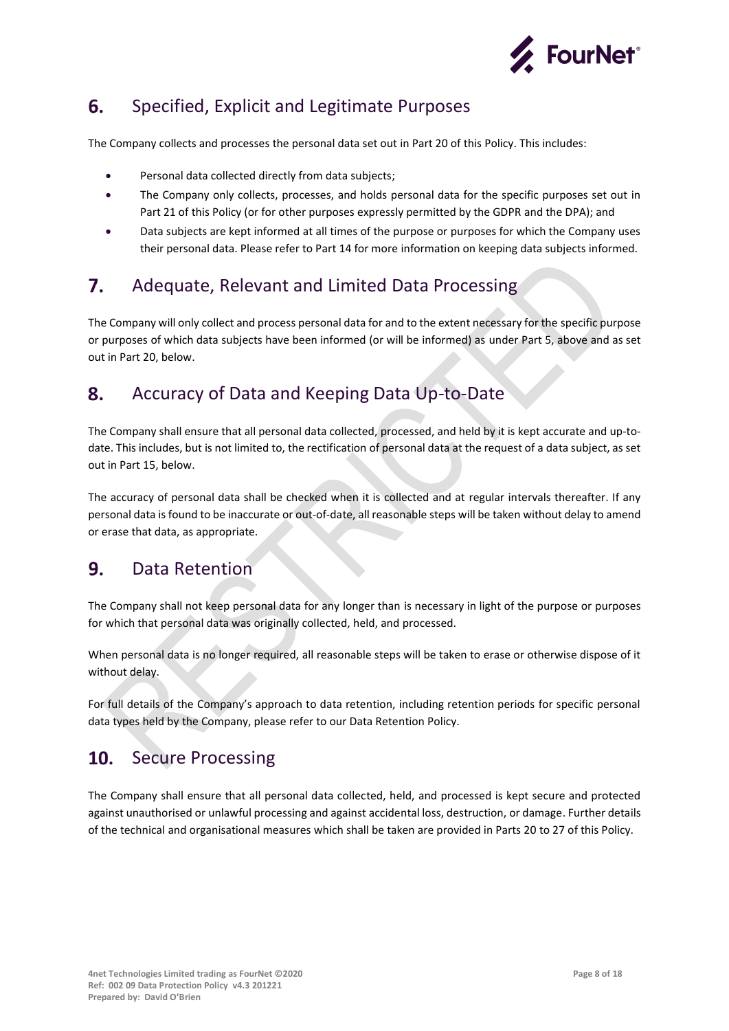## 6. Specified, Explicit and Legitimate Purposes

The Company collects and processes the personal data set out in Part 20 of this Policy. This includes:

- Personal data collected directly from data subjects;
- The Company only collects, processes, and holds personal data for the specific purposes set out in Part 21 of this Policy (or for other purposes expressly permitted by the GDPR and the DPA); and
- Data subjects are kept informed at all times of the purpose or purposes for which the Company uses their personal data. Please refer to Part 14 for more information on keeping data subjects informed.

## 7. Adequate, Relevant and Limited Data Processing

The Company will only collect and process personal data for and to the extent necessary for the specific purpose or purposes of which data subjects have been informed (or will be informed) as under Part 5, above and as set out in Part 20, below.

## 8. Accuracy of Data and Keeping Data Up-to-Date

The Company shall ensure that all personal data collected, processed, and held by it is kept accurate and up-to-date. This includes, but is not limited to, the rectification of personal data at the request of a data subject, as set out in Part 15, below.

The accuracy of personal data shall be checked when it is collected and at regular intervals thereafter. If any personal data is found to be inaccurate or out-of-date, all reasonable steps will be taken without delay to amend or erase that data, as appropriate.

## 9. Data Retention

The Company shall not keep personal data for any longer than is necessary in light of the purpose or purposes for which that personal data was originally collected, held, and processed.

When personal data is no longer required, all reasonable steps will be taken to erase or otherwise dispose of it without delay.

For full details of the Company's approach to data retention, including retention periods for specific personal data types held by the Company, please refer to our Data Retention Policy.

## 10. Secure Processing

The Company shall ensure that all personal data collected, held, and processed is kept secure and protected against unauthorised or unlawful processing and against accidental loss, destruction, or damage. Further details of the technical and organisational measures which shall be taken are provided in Parts 20 to 27 of this Policy.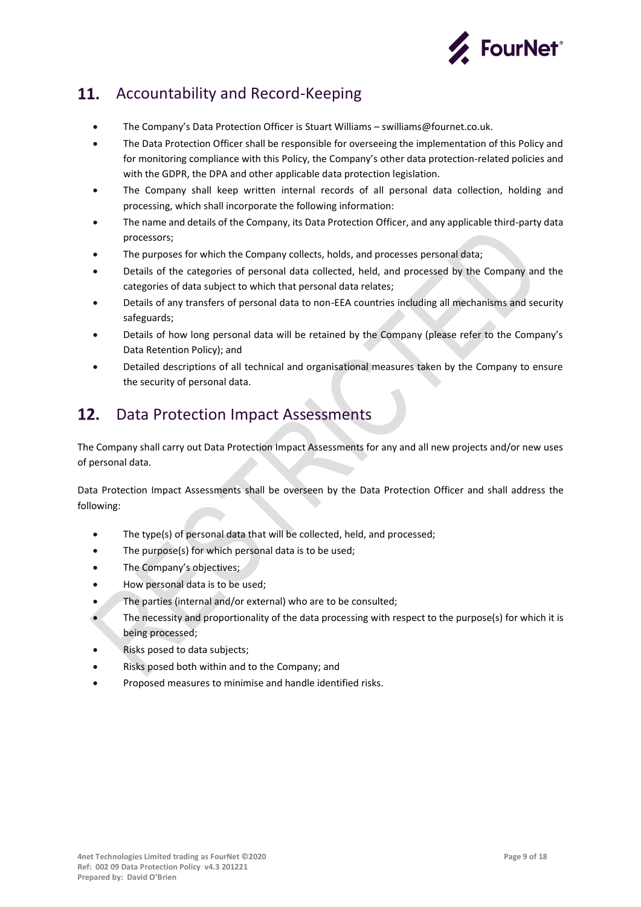## 11. Accountability and Record-Keeping

- The Company's Data Protection Officer is Stuart Williams – swilliams@fournet.co.uk.
- The Data Protection Officer shall be responsible for overseeing the implementation of this Policy and for monitoring compliance with this Policy, the Company's other data protection-related policies and with the GDPR, the DPA and other applicable data protection legislation.
- The Company shall keep written internal records of all personal data collection, holding and processing, which shall incorporate the following information:
- The name and details of the Company, its Data Protection Officer, and any applicable third-party data processors;
- The purposes for which the Company collects, holds, and processes personal data;
- Details of the categories of personal data collected, held, and processed by the Company and the categories of data subject to which that personal data relates;
- Details of any transfers of personal data to non-EEA countries including all mechanisms and security safeguards;
- Details of how long personal data will be retained by the Company (please refer to the Company's Data Retention Policy); and
- Detailed descriptions of all technical and organisational measures taken by the Company to ensure the security of personal data.

## 12. Data Protection Impact Assessments

The Company shall carry out Data Protection Impact Assessments for any and all new projects and/or new uses of personal data.

Data Protection Impact Assessments shall be overseen by the Data Protection Officer and shall address the following:

- The type(s) of personal data that will be collected, held, and processed;
- The purpose(s) for which personal data is to be used;
- The Company's objectives;
- How personal data is to be used;
- The parties (internal and/or external) who are to be consulted;
- The necessity and proportionality of the data processing with respect to the purpose(s) for which it is being processed;
- Risks posed to data subjects;
- Risks posed both within and to the Company; and
- Proposed measures to minimise and handle identified risks.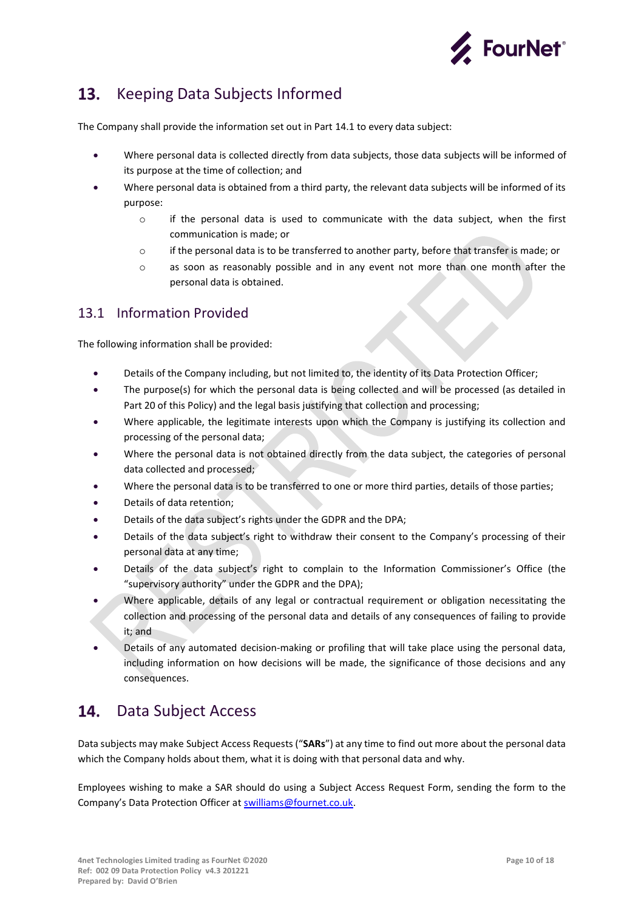## 13. Keeping Data Subjects Informed

The Company shall provide the information set out in Part 14.1 to every data subject:

- Where personal data is collected directly from data subjects, those data subjects will be informed of its purpose at the time of collection; and
- Where personal data is obtained from a third party, the relevant data subjects will be informed of its purpose:
  - if the personal data is used to communicate with the data subject, when the first communication is made; or
  - if the personal data is to be transferred to another party, before that transfer is made; or
  - as soon as reasonably possible and in any event not more than one month after the personal data is obtained.

### 13.1 Information Provided

The following information shall be provided:

- Details of the Company including, but not limited to, the identity of its Data Protection Officer;
- The purpose(s) for which the personal data is being collected and will be processed (as detailed in Part 20 of this Policy) and the legal basis justifying that collection and processing;
- Where applicable, the legitimate interests upon which the Company is justifying its collection and processing of the personal data;
- Where the personal data is not obtained directly from the data subject, the categories of personal data collected and processed;
- Where the personal data is to be transferred to one or more third parties, details of those parties;
- Details of data retention;
- Details of the data subject's rights under the GDPR and the DPA;
- Details of the data subject's right to withdraw their consent to the Company's processing of their personal data at any time;
- Details of the data subject's right to complain to the Information Commissioner's Office (the "supervisory authority" under the GDPR and the DPA);
- Where applicable, details of any legal or contractual requirement or obligation necessitating the collection and processing of the personal data and details of any consequences of failing to provide it; and
- Details of any automated decision-making or profiling that will take place using the personal data, including information on how decisions will be made, the significance of those decisions and any consequences.

## 14. Data Subject Access

Data subjects may make Subject Access Requests ("**SARs**") at any time to find out more about the personal data which the Company holds about them, what it is doing with that personal data and why.

Employees wishing to make a SAR should do using a Subject Access Request Form, sending the form to the Company's Data Protection Officer at swilliams@fournet.co.uk.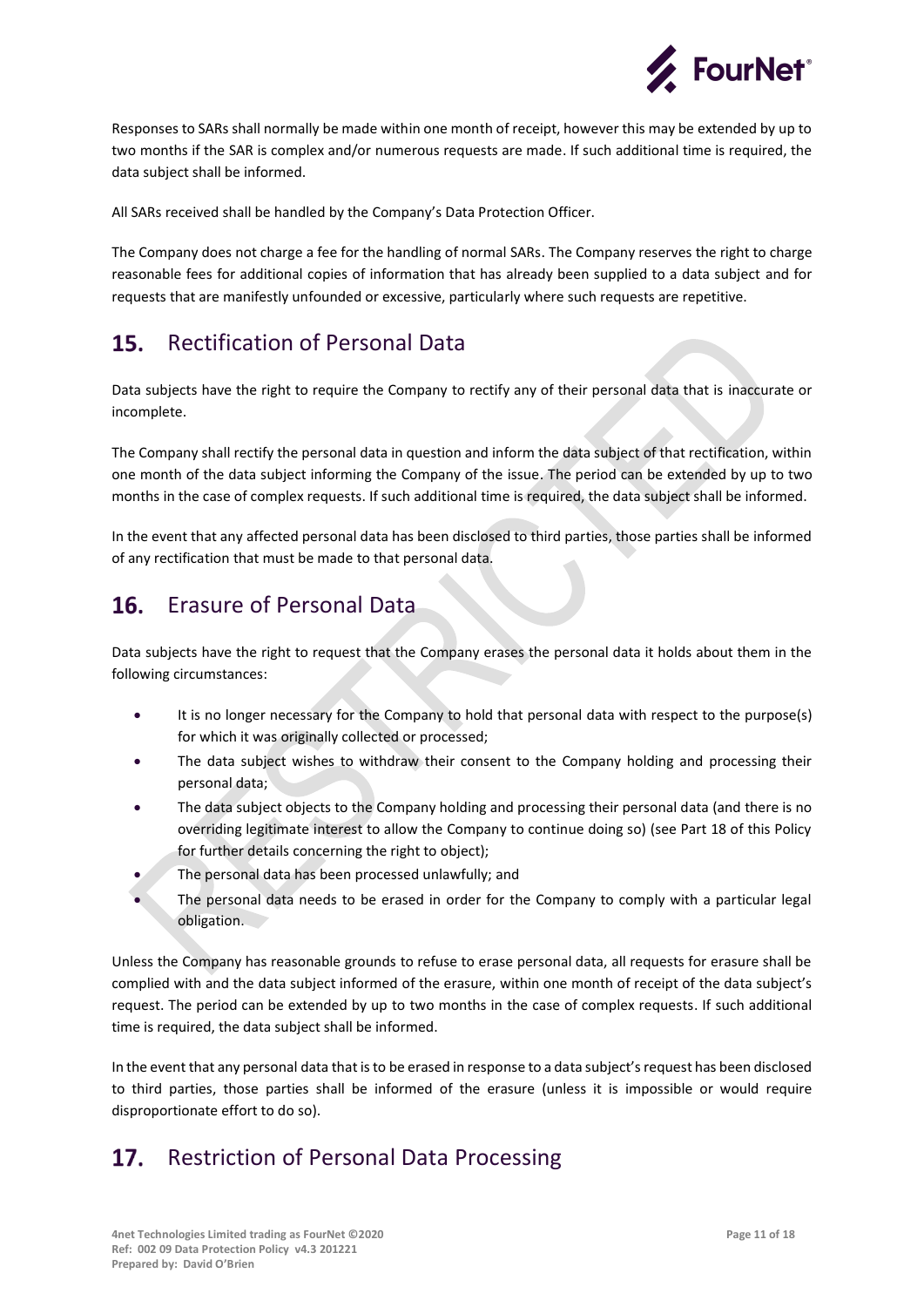Responses to SARs shall normally be made within one month of receipt, however this may be extended by up to two months if the SAR is complex and/or numerous requests are made. If such additional time is required, the data subject shall be informed.

All SARs received shall be handled by the Company's Data Protection Officer.

The Company does not charge a fee for the handling of normal SARs. The Company reserves the right to charge reasonable fees for additional copies of information that has already been supplied to a data subject and for requests that are manifestly unfounded or excessive, particularly where such requests are repetitive.

## 15. Rectification of Personal Data

Data subjects have the right to require the Company to rectify any of their personal data that is inaccurate or incomplete.

The Company shall rectify the personal data in question and inform the data subject of that rectification, within one month of the data subject informing the Company of the issue. The period can be extended by up to two months in the case of complex requests. If such additional time is required, the data subject shall be informed.

In the event that any affected personal data has been disclosed to third parties, those parties shall be informed of any rectification that must be made to that personal data.

## 16. Erasure of Personal Data

Data subjects have the right to request that the Company erases the personal data it holds about them in the following circumstances:

- It is no longer necessary for the Company to hold that personal data with respect to the purpose(s) for which it was originally collected or processed;
- The data subject wishes to withdraw their consent to the Company holding and processing their personal data;
- The data subject objects to the Company holding and processing their personal data (and there is no overriding legitimate interest to allow the Company to continue doing so) (see Part 18 of this Policy for further details concerning the right to object);
- The personal data has been processed unlawfully; and
- The personal data needs to be erased in order for the Company to comply with a particular legal obligation.

Unless the Company has reasonable grounds to refuse to erase personal data, all requests for erasure shall be complied with and the data subject informed of the erasure, within one month of receipt of the data subject's request. The period can be extended by up to two months in the case of complex requests. If such additional time is required, the data subject shall be informed.

In the event that any personal data that is to be erased in response to a data subject's request has been disclosed to third parties, those parties shall be informed of the erasure (unless it is impossible or would require disproportionate effort to do so).

## 17. Restriction of Personal Data Processing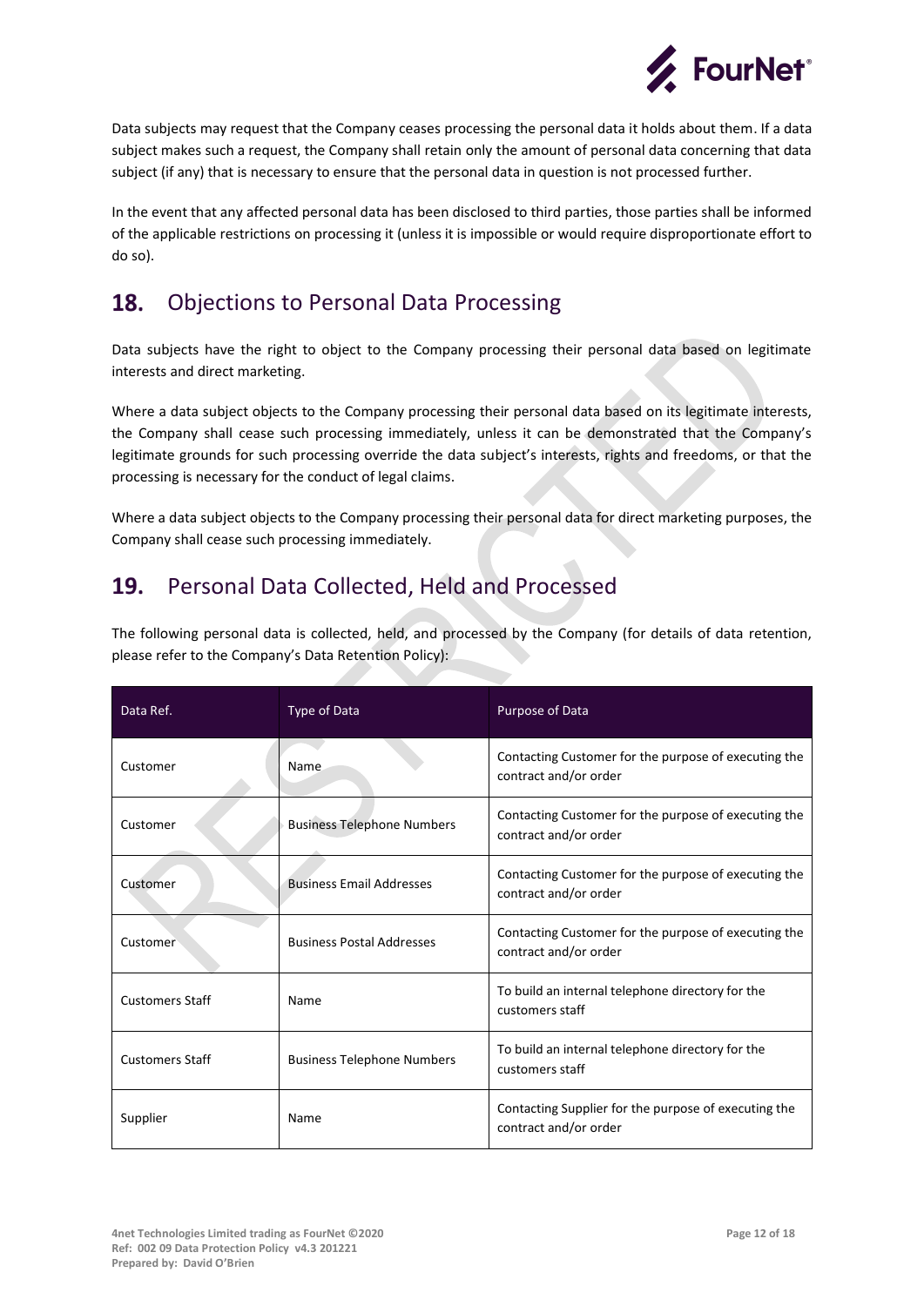Data subjects may request that the Company ceases processing the personal data it holds about them. If a data subject makes such a request, the Company shall retain only the amount of personal data concerning that data subject (if any) that is necessary to ensure that the personal data in question is not processed further.

In the event that any affected personal data has been disclosed to third parties, those parties shall be informed of the applicable restrictions on processing it (unless it is impossible or would require disproportionate effort to do so).

## 18. Objections to Personal Data Processing

Data subjects have the right to object to the Company processing their personal data based on legitimate interests and direct marketing.

Where a data subject objects to the Company processing their personal data based on its legitimate interests, the Company shall cease such processing immediately, unless it can be demonstrated that the Company's legitimate grounds for such processing override the data subject's interests, rights and freedoms, or that the processing is necessary for the conduct of legal claims.

Where a data subject objects to the Company processing their personal data for direct marketing purposes, the Company shall cease such processing immediately.

## 19. Personal Data Collected, Held and Processed

The following personal data is collected, held, and processed by the Company (for details of data retention, please refer to the Company's Data Retention Policy):

| Data Ref. | Type of Data | Purpose of Data |
|---|---|---|
| Customer | Name | Contacting Customer for the purpose of executing the contract and/or order |
| Customer | Business Telephone Numbers | Contacting Customer for the purpose of executing the contract and/or order |
| Customer | Business Email Addresses | Contacting Customer for the purpose of executing the contract and/or order |
| Customer | Business Postal Addresses | Contacting Customer for the purpose of executing the contract and/or order |
| Customers Staff | Name | To build an internal telephone directory for the customers staff |
| Customers Staff | Business Telephone Numbers | To build an internal telephone directory for the customers staff |
| Supplier | Name | Contacting Supplier for the purpose of executing the contract and/or order |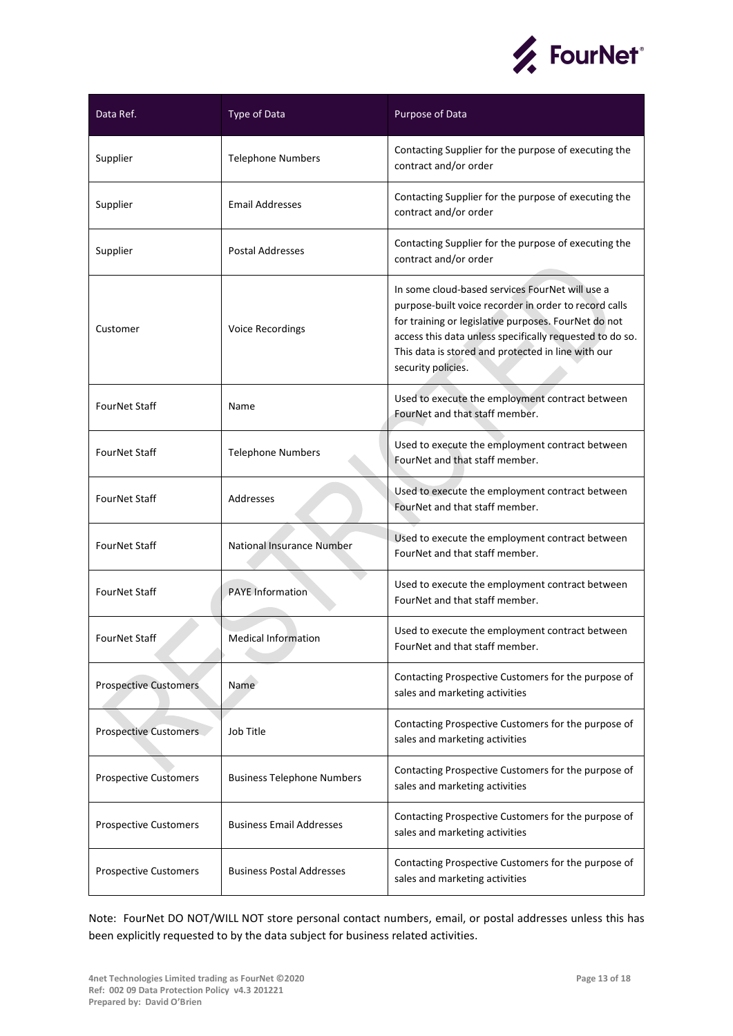| Data Ref. | Type of Data | Purpose of Data |
|---|---|---|
| Supplier | Telephone Numbers | Contacting Supplier for the purpose of executing the contract and/or order |
| Supplier | Email Addresses | Contacting Supplier for the purpose of executing the contract and/or order |
| Supplier | Postal Addresses | Contacting Supplier for the purpose of executing the contract and/or order |
| Customer | Voice Recordings | In some cloud-based services FourNet will use a purpose-built voice recorder in order to record calls for training or legislative purposes. FourNet do not access this data unless specifically requested to do so. This data is stored and protected in line with our security policies. |
| FourNet Staff | Name | Used to execute the employment contract between FourNet and that staff member. |
| FourNet Staff | Telephone Numbers | Used to execute the employment contract between FourNet and that staff member. |
| FourNet Staff | Addresses | Used to execute the employment contract between FourNet and that staff member. |
| FourNet Staff | National Insurance Number | Used to execute the employment contract between FourNet and that staff member. |
| FourNet Staff | PAYE Information | Used to execute the employment contract between FourNet and that staff member. |
| FourNet Staff | Medical Information | Used to execute the employment contract between FourNet and that staff member. |
| Prospective Customers | Name | Contacting Prospective Customers for the purpose of sales and marketing activities |
| Prospective Customers | Job Title | Contacting Prospective Customers for the purpose of sales and marketing activities |
| Prospective Customers | Business Telephone Numbers | Contacting Prospective Customers for the purpose of sales and marketing activities |
| Prospective Customers | Business Email Addresses | Contacting Prospective Customers for the purpose of sales and marketing activities |
| Prospective Customers | Business Postal Addresses | Contacting Prospective Customers for the purpose of sales and marketing activities |

Note: FourNet DO NOT/WILL NOT store personal contact numbers, email, or postal addresses unless this has been explicitly requested to by the data subject for business related activities.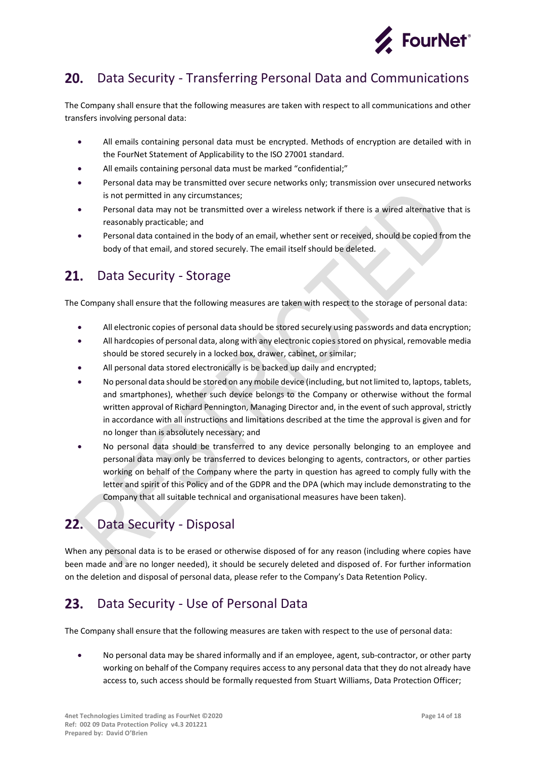## 20. Data Security - Transferring Personal Data and Communications

The Company shall ensure that the following measures are taken with respect to all communications and other transfers involving personal data:

- All emails containing personal data must be encrypted. Methods of encryption are detailed with in the FourNet Statement of Applicability to the ISO 27001 standard.
- All emails containing personal data must be marked "confidential;"
- Personal data may be transmitted over secure networks only; transmission over unsecured networks is not permitted in any circumstances;
- Personal data may not be transmitted over a wireless network if there is a wired alternative that is reasonably practicable; and
- Personal data contained in the body of an email, whether sent or received, should be copied from the body of that email, and stored securely. The email itself should be deleted.

## 21. Data Security - Storage

The Company shall ensure that the following measures are taken with respect to the storage of personal data:

- All electronic copies of personal data should be stored securely using passwords and data encryption;
- All hardcopies of personal data, along with any electronic copies stored on physical, removable media should be stored securely in a locked box, drawer, cabinet, or similar;
- All personal data stored electronically is be backed up daily and encrypted;
- No personal data should be stored on any mobile device (including, but not limited to, laptops, tablets, and smartphones), whether such device belongs to the Company or otherwise without the formal written approval of Richard Pennington, Managing Director and, in the event of such approval, strictly in accordance with all instructions and limitations described at the time the approval is given and for no longer than is absolutely necessary; and
- No personal data should be transferred to any device personally belonging to an employee and personal data may only be transferred to devices belonging to agents, contractors, or other parties working on behalf of the Company where the party in question has agreed to comply fully with the letter and spirit of this Policy and of the GDPR and the DPA (which may include demonstrating to the Company that all suitable technical and organisational measures have been taken).

## 22. Data Security - Disposal

When any personal data is to be erased or otherwise disposed of for any reason (including where copies have been made and are no longer needed), it should be securely deleted and disposed of. For further information on the deletion and disposal of personal data, please refer to the Company's Data Retention Policy.

## 23. Data Security - Use of Personal Data

The Company shall ensure that the following measures are taken with respect to the use of personal data:

- No personal data may be shared informally and if an employee, agent, sub-contractor, or other party working on behalf of the Company requires access to any personal data that they do not already have access to, such access should be formally requested from Stuart Williams, Data Protection Officer;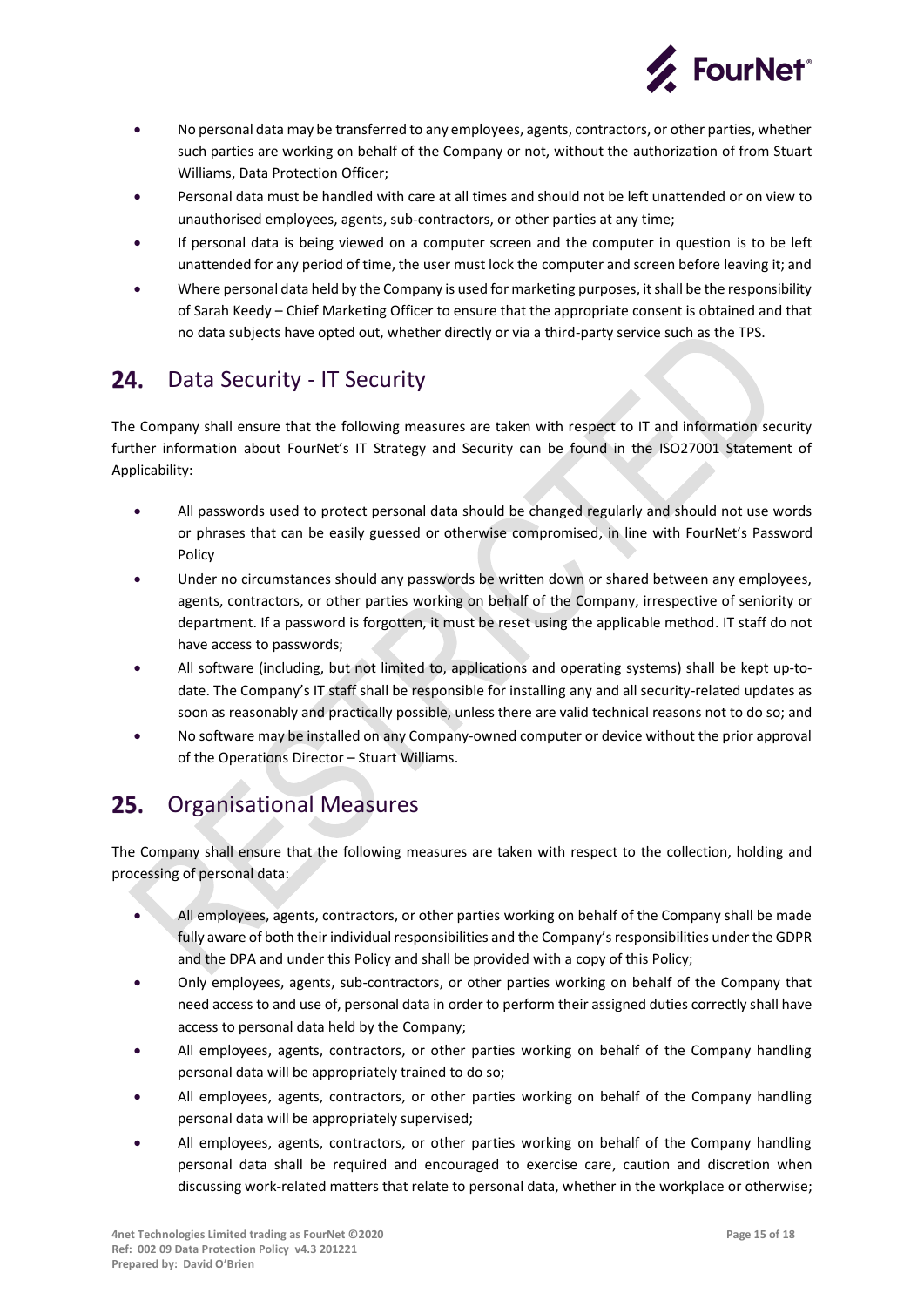- No personal data may be transferred to any employees, agents, contractors, or other parties, whether such parties are working on behalf of the Company or not, without the authorization of from Stuart Williams, Data Protection Officer;
- Personal data must be handled with care at all times and should not be left unattended or on view to unauthorised employees, agents, sub-contractors, or other parties at any time;
- If personal data is being viewed on a computer screen and the computer in question is to be left unattended for any period of time, the user must lock the computer and screen before leaving it; and
- Where personal data held by the Company is used for marketing purposes, it shall be the responsibility of Sarah Keedy – Chief Marketing Officer to ensure that the appropriate consent is obtained and that no data subjects have opted out, whether directly or via a third-party service such as the TPS.

## 24. Data Security - IT Security

The Company shall ensure that the following measures are taken with respect to IT and information security further information about FourNet's IT Strategy and Security can be found in the ISO27001 Statement of Applicability:

- All passwords used to protect personal data should be changed regularly and should not use words or phrases that can be easily guessed or otherwise compromised, in line with FourNet's Password Policy
- Under no circumstances should any passwords be written down or shared between any employees, agents, contractors, or other parties working on behalf of the Company, irrespective of seniority or department. If a password is forgotten, it must be reset using the applicable method. IT staff do not have access to passwords;
- All software (including, but not limited to, applications and operating systems) shall be kept up-to-date. The Company's IT staff shall be responsible for installing any and all security-related updates as soon as reasonably and practically possible, unless there are valid technical reasons not to do so; and
- No software may be installed on any Company-owned computer or device without the prior approval of the Operations Director – Stuart Williams.

## 25. Organisational Measures

The Company shall ensure that the following measures are taken with respect to the collection, holding and processing of personal data:

- All employees, agents, contractors, or other parties working on behalf of the Company shall be made fully aware of both their individual responsibilities and the Company's responsibilities under the GDPR and the DPA and under this Policy and shall be provided with a copy of this Policy;
- Only employees, agents, sub-contractors, or other parties working on behalf of the Company that need access to and use of, personal data in order to perform their assigned duties correctly shall have access to personal data held by the Company;
- All employees, agents, contractors, or other parties working on behalf of the Company handling personal data will be appropriately trained to do so;
- All employees, agents, contractors, or other parties working on behalf of the Company handling personal data will be appropriately supervised;
- All employees, agents, contractors, or other parties working on behalf of the Company handling personal data shall be required and encouraged to exercise care, caution and discretion when discussing work-related matters that relate to personal data, whether in the workplace or otherwise;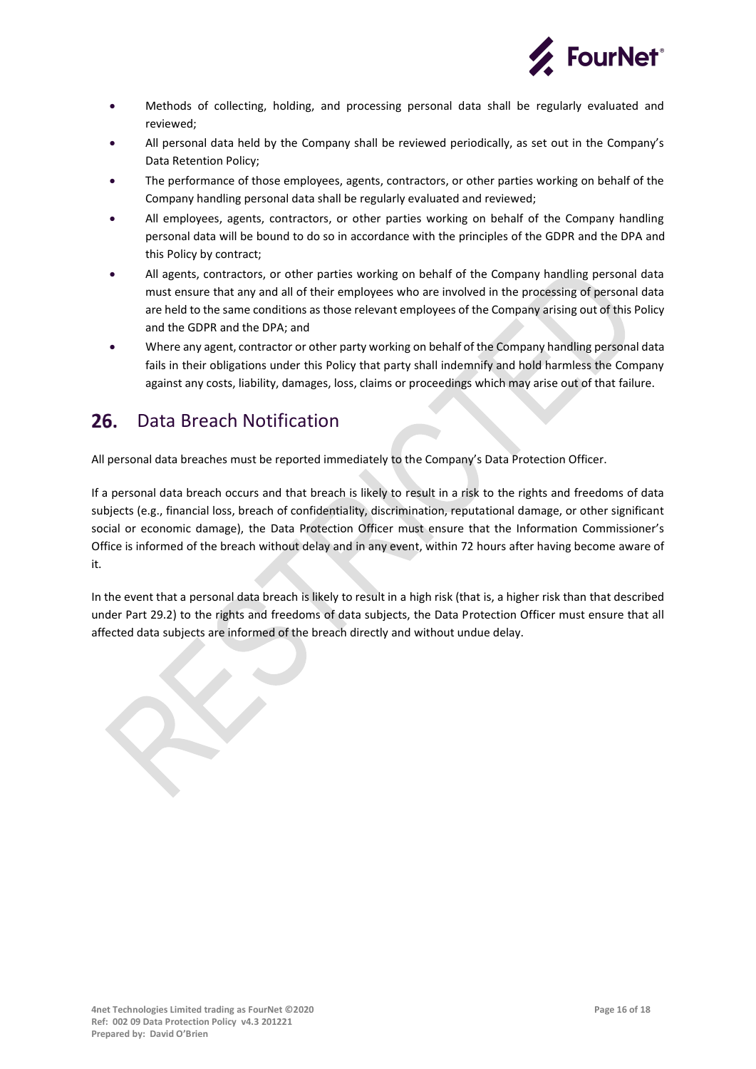- Methods of collecting, holding, and processing personal data shall be regularly evaluated and reviewed;
- All personal data held by the Company shall be reviewed periodically, as set out in the Company's Data Retention Policy;
- The performance of those employees, agents, contractors, or other parties working on behalf of the Company handling personal data shall be regularly evaluated and reviewed;
- All employees, agents, contractors, or other parties working on behalf of the Company handling personal data will be bound to do so in accordance with the principles of the GDPR and the DPA and this Policy by contract;
- All agents, contractors, or other parties working on behalf of the Company handling personal data must ensure that any and all of their employees who are involved in the processing of personal data are held to the same conditions as those relevant employees of the Company arising out of this Policy and the GDPR and the DPA; and
- Where any agent, contractor or other party working on behalf of the Company handling personal data fails in their obligations under this Policy that party shall indemnify and hold harmless the Company against any costs, liability, damages, loss, claims or proceedings which may arise out of that failure.

## 26. Data Breach Notification

All personal data breaches must be reported immediately to the Company's Data Protection Officer.

If a personal data breach occurs and that breach is likely to result in a risk to the rights and freedoms of data subjects (e.g., financial loss, breach of confidentiality, discrimination, reputational damage, or other significant social or economic damage), the Data Protection Officer must ensure that the Information Commissioner's Office is informed of the breach without delay and in any event, within 72 hours after having become aware of it.

In the event that a personal data breach is likely to result in a high risk (that is, a higher risk than that described under Part 29.2) to the rights and freedoms of data subjects, the Data Protection Officer must ensure that all affected data subjects are informed of the breach directly and without undue delay.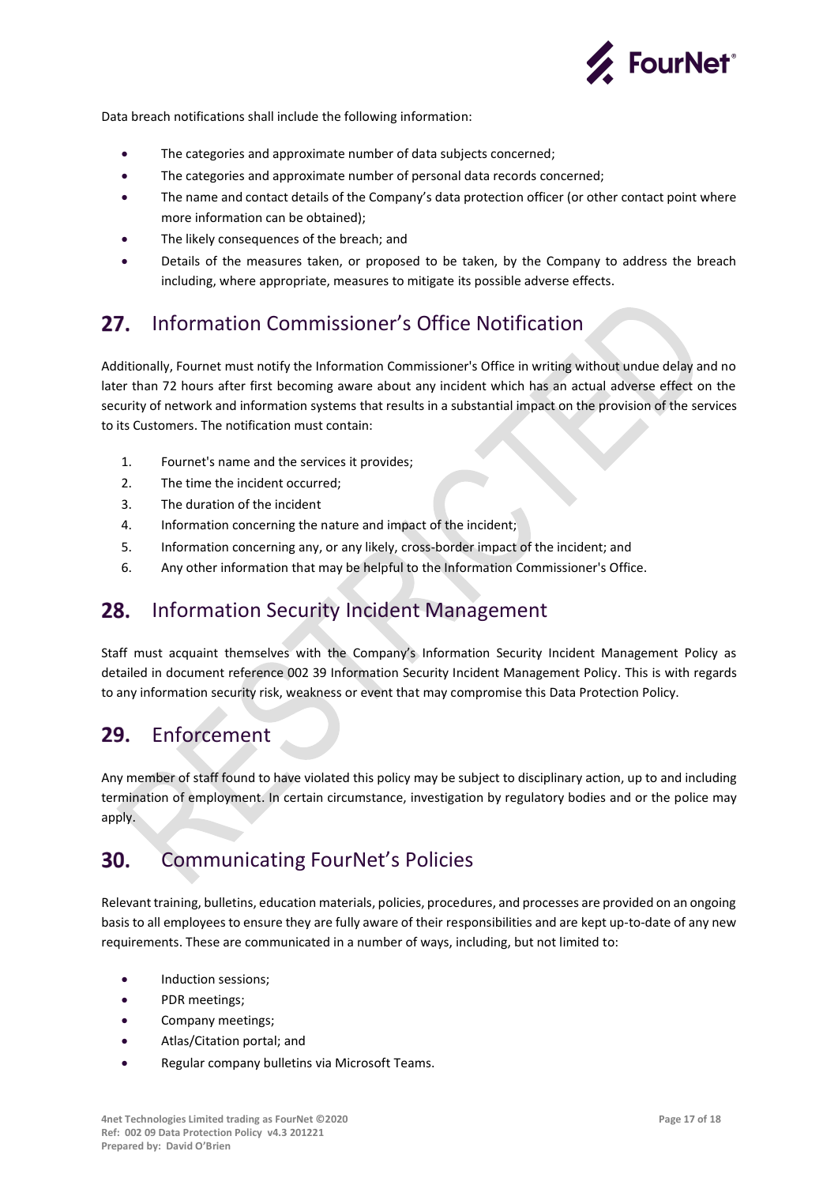Data breach notifications shall include the following information:

- The categories and approximate number of data subjects concerned;
- The categories and approximate number of personal data records concerned;
- The name and contact details of the Company's data protection officer (or other contact point where more information can be obtained);
- The likely consequences of the breach; and
- Details of the measures taken, or proposed to be taken, by the Company to address the breach including, where appropriate, measures to mitigate its possible adverse effects.

## 27. Information Commissioner's Office Notification

Additionally, Fournet must notify the Information Commissioner's Office in writing without undue delay and no later than 72 hours after first becoming aware about any incident which has an actual adverse effect on the security of network and information systems that results in a substantial impact on the provision of the services to its Customers. The notification must contain:

1. Fournet's name and the services it provides;
2. The time the incident occurred;
3. The duration of the incident
4. Information concerning the nature and impact of the incident;
5. Information concerning any, or any likely, cross-border impact of the incident; and
6. Any other information that may be helpful to the Information Commissioner's Office.

## 28. Information Security Incident Management

Staff must acquaint themselves with the Company's Information Security Incident Management Policy as detailed in document reference 002 39 Information Security Incident Management Policy. This is with regards to any information security risk, weakness or event that may compromise this Data Protection Policy.

## 29. Enforcement

Any member of staff found to have violated this policy may be subject to disciplinary action, up to and including termination of employment. In certain circumstance, investigation by regulatory bodies and or the police may apply.

## 30. Communicating FourNet's Policies

Relevant training, bulletins, education materials, policies, procedures, and processes are provided on an ongoing basis to all employees to ensure they are fully aware of their responsibilities and are kept up-to-date of any new requirements. These are communicated in a number of ways, including, but not limited to:

- Induction sessions;
- PDR meetings;
- Company meetings;
- Atlas/Citation portal; and
- Regular company bulletins via Microsoft Teams.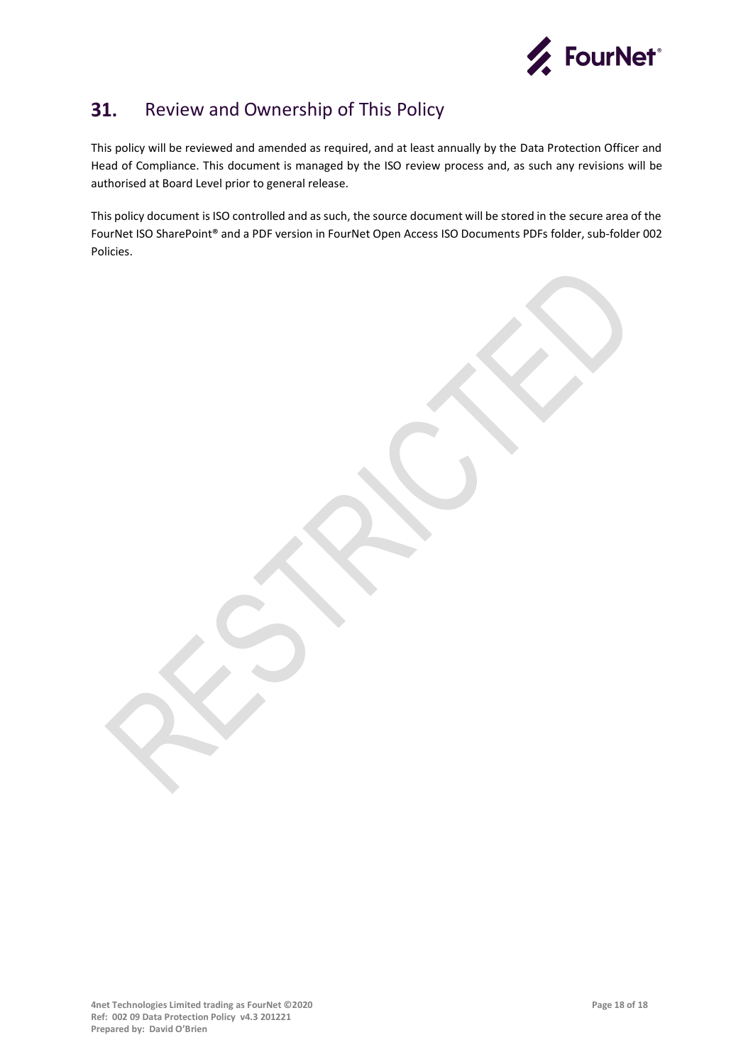## 31. Review and Ownership of This Policy

This policy will be reviewed and amended as required, and at least annually by the Data Protection Officer and Head of Compliance. This document is managed by the ISO review process and, as such any revisions will be authorised at Board Level prior to general release.

This policy document is ISO controlled and as such, the source document will be stored in the secure area of the FourNet ISO SharePoint® and a PDF version in FourNet Open Access ISO Documents PDFs folder, sub-folder 002 Policies.